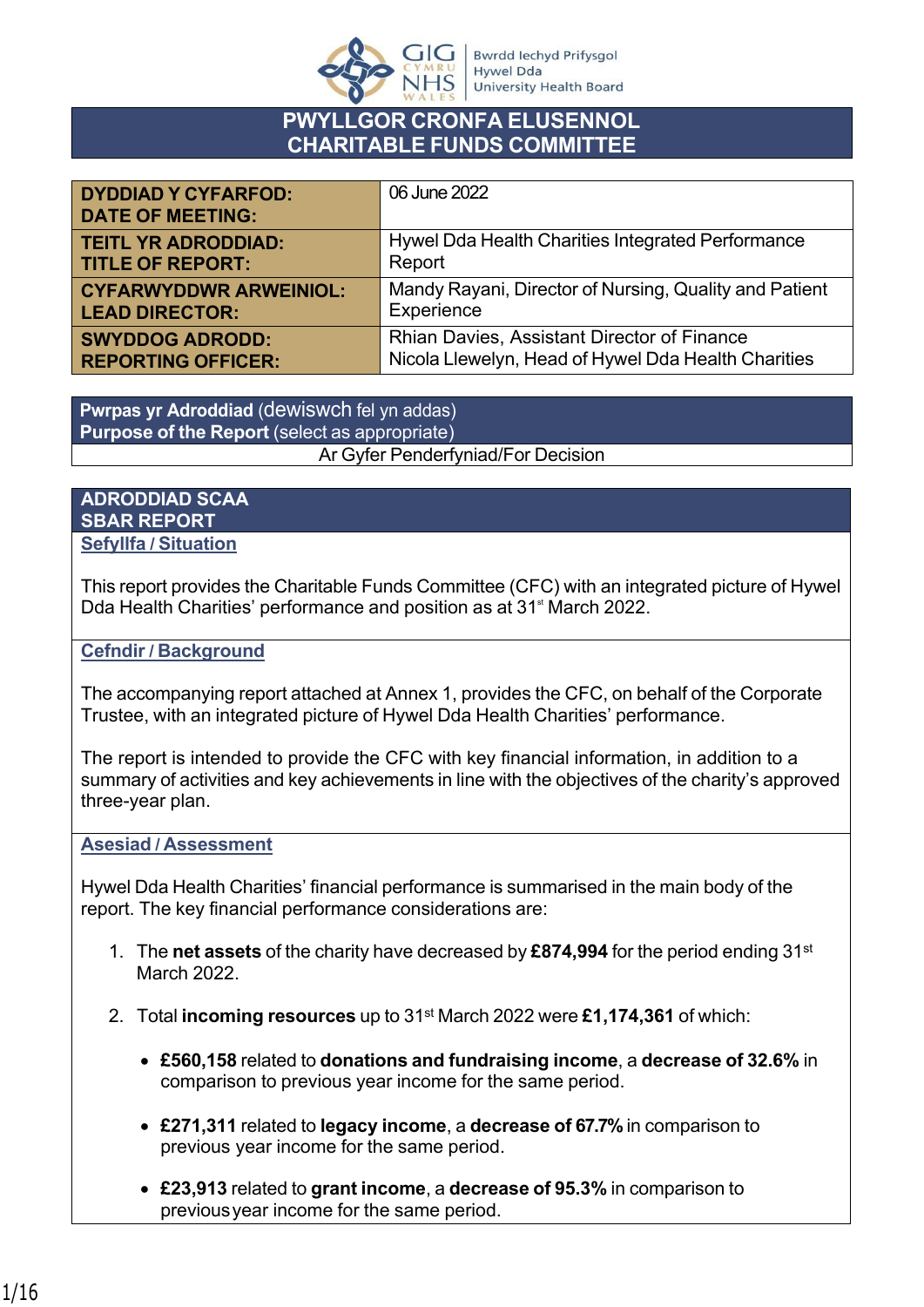GIG CYMRU NHS WALES | Bwrdd Iechyd Prifysgol Hywel Dda University Health Board

# PWYLLGOR CRONFA ELUSENNOL
# CHARITABLE FUNDS COMMITTEE

| | |
|---|---|
| **DYDDIAD Y CYFARFOD: DATE OF MEETING:** | 06 June 2022 |
| **TEITL YR ADRODDIAD: TITLE OF REPORT:** | Hywel Dda Health Charities Integrated Performance Report |
| **CYFARWYDDWR ARWEINIOL: LEAD DIRECTOR:** | Mandy Rayani, Director of Nursing, Quality and Patient Experience |
| **SWYDDOG ADRODD: REPORTING OFFICER:** | Rhian Davies, Assistant Director of Finance<br>Nicola Llewelyn, Head of Hywel Dda Health Charities |

| **Pwrpas yr Adroddiad** (dewiswch fel yn addas)<br>**Purpose of the Report** (select as appropriate) |
|---|
| Ar Gyfer Penderfyniad/For Decision |

## ADRODDIAD SCAA
## SBAR REPORT

### Sefyllfa / Situation

This report provides the Charitable Funds Committee (CFC) with an integrated picture of Hywel Dda Health Charities' performance and position as at 31st March 2022.

### Cefndir / Background

The accompanying report attached at Annex 1, provides the CFC, on behalf of the Corporate Trustee, with an integrated picture of Hywel Dda Health Charities' performance.

The report is intended to provide the CFC with key financial information, in addition to a summary of activities and key achievements in line with the objectives of the charity's approved three-year plan.

### Asesiad / Assessment

Hywel Dda Health Charities' financial performance is summarised in the main body of the report. The key financial performance considerations are:

1. The **net assets** of the charity have decreased by **£874,994** for the period ending 31st March 2022.

2. Total **incoming resources** up to 31st March 2022 were **£1,174,361** of which:

   - **£560,158** related to **donations and fundraising income**, a **decrease of 32.6%** in comparison to previous year income for the same period.

   - **£271,311** related to **legacy income**, a **decrease of 67.7%** in comparison to previous year income for the same period.

   - **£23,913** related to **grant income**, a **decrease of 95.3%** in comparison to previous year income for the same period.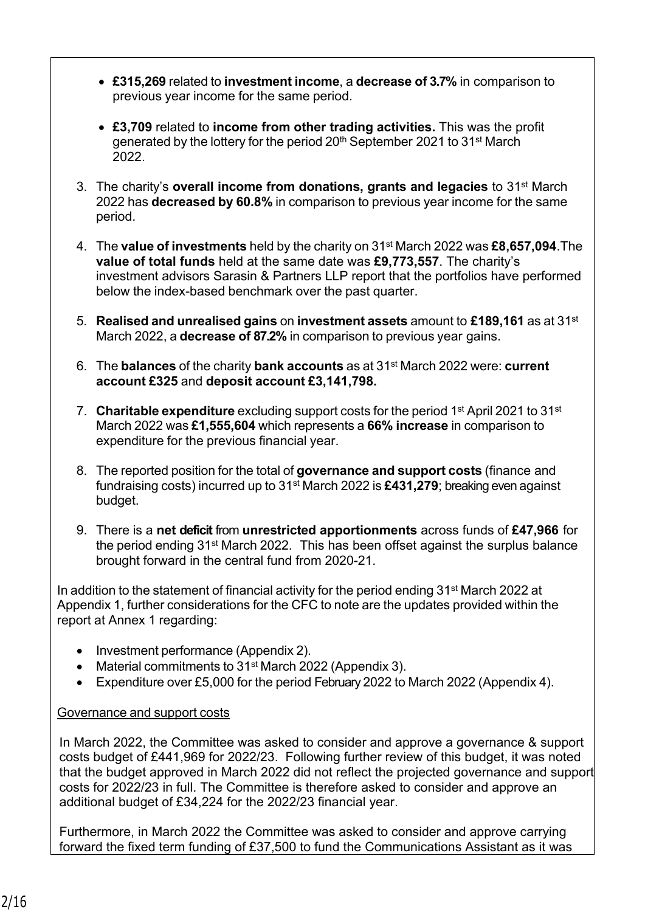- **£315,269** related to **investment income**, a **decrease of 3.7%** in comparison to previous year income for the same period.

- **£3,709** related to **income from other trading activities.** This was the profit generated by the lottery for the period 20th September 2021 to 31st March 2022.

3. The charity's **overall income from donations, grants and legacies** to 31st March 2022 has **decreased by 60.8%** in comparison to previous year income for the same period.

4. The **value of investments** held by the charity on 31st March 2022 was **£8,657,094**.The **value of total funds** held at the same date was **£9,773,557**. The charity's investment advisors Sarasin & Partners LLP report that the portfolios have performed below the index-based benchmark over the past quarter.

5. **Realised and unrealised gains** on **investment assets** amount to **£189,161** as at 31st March 2022, a **decrease of 87.2%** in comparison to previous year gains.

6. The **balances** of the charity **bank accounts** as at 31st March 2022 were: **current account £325** and **deposit account £3,141,798.**

7. **Charitable expenditure** excluding support costs for the period 1st April 2021 to 31st March 2022 was **£1,555,604** which represents a **66% increase** in comparison to expenditure for the previous financial year.

8. The reported position for the total of **governance and support costs** (finance and fundraising costs) incurred up to 31st March 2022 is **£431,279**; breaking even against budget.

9. There is a **net deficit** from **unrestricted apportionments** across funds of **£47,966** for the period ending 31st March 2022. This has been offset against the surplus balance brought forward in the central fund from 2020-21.

In addition to the statement of financial activity for the period ending 31st March 2022 at Appendix 1, further considerations for the CFC to note are the updates provided within the report at Annex 1 regarding:

- Investment performance (Appendix 2).
- Material commitments to 31st March 2022 (Appendix 3).
- Expenditure over £5,000 for the period February 2022 to March 2022 (Appendix 4).

Governance and support costs

In March 2022, the Committee was asked to consider and approve a governance & support costs budget of £441,969 for 2022/23. Following further review of this budget, it was noted that the budget approved in March 2022 did not reflect the projected governance and support costs for 2022/23 in full. The Committee is therefore asked to consider and approve an additional budget of £34,224 for the 2022/23 financial year.

Furthermore, in March 2022 the Committee was asked to consider and approve carrying forward the fixed term funding of £37,500 to fund the Communications Assistant as it was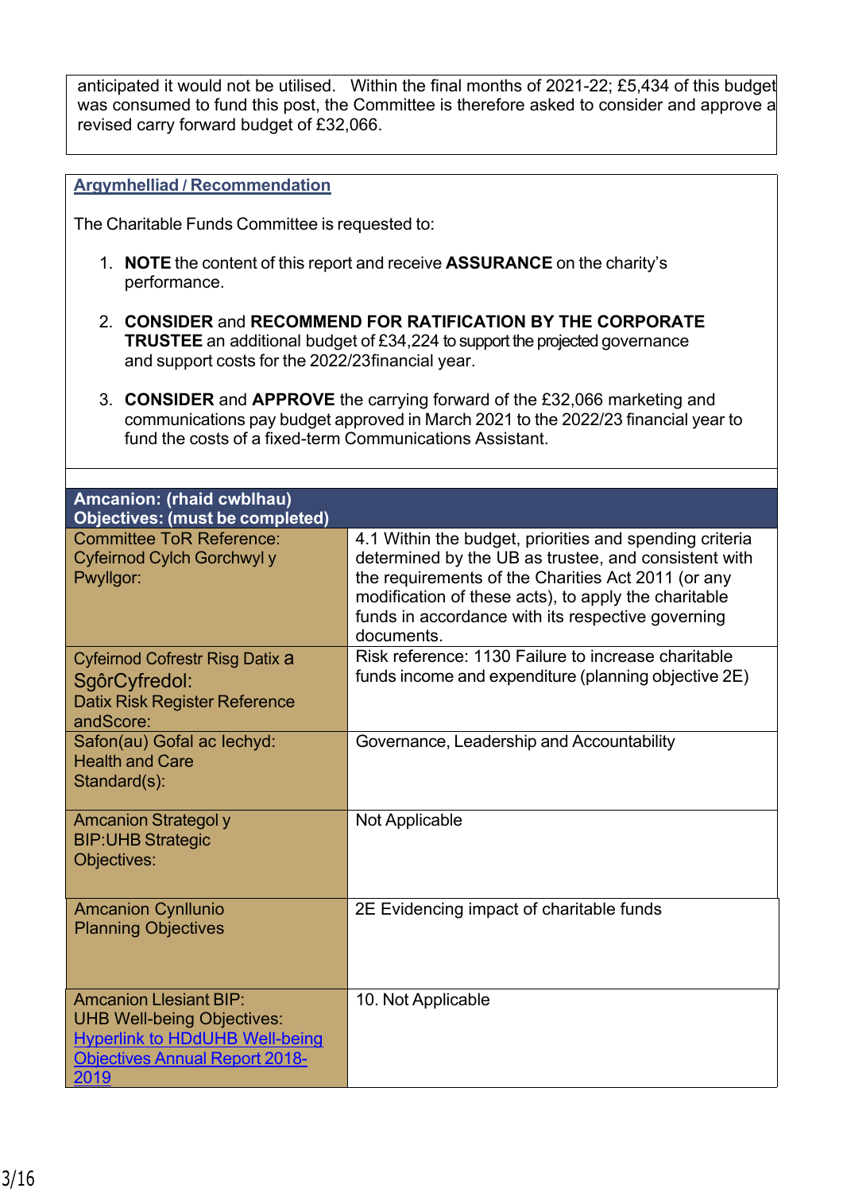anticipated it would not be utilised. Within the final months of 2021-22; £5,434 of this budget was consumed to fund this post, the Committee is therefore asked to consider and approve a revised carry forward budget of £32,066.

## Argymhelliad / Recommendation

The Charitable Funds Committee is requested to:

1. **NOTE** the content of this report and receive **ASSURANCE** on the charity's performance.
2. **CONSIDER** and **RECOMMEND FOR RATIFICATION BY THE CORPORATE TRUSTEE** an additional budget of £34,224 to support the projected governance and support costs for the 2022/23financial year.
3. **CONSIDER** and **APPROVE** the carrying forward of the £32,066 marketing and communications pay budget approved in March 2021 to the 2022/23 financial year to fund the costs of a fixed-term Communications Assistant.

| **Amcanion: (rhaid cwblhau)**<br>**Objectives: (must be completed)** | |
|---|---|
| Committee ToR Reference:<br>Cyfeirnod Cylch Gorchwyl y Pwyllgor: | 4.1 Within the budget, priorities and spending criteria determined by the UB as trustee, and consistent with the requirements of the Charities Act 2011 (or any modification of these acts), to apply the charitable funds in accordance with its respective governing documents. |
| Cyfeirnod Cofrestr Risg Datix a SgôrCyfredol:<br>Datix Risk Register Reference andScore: | Risk reference: 1130 Failure to increase charitable funds income and expenditure (planning objective 2E) |
| Safon(au) Gofal ac Iechyd:<br>Health and Care Standard(s): | Governance, Leadership and Accountability |
| Amcanion Strategol y BIP:UHB Strategic Objectives: | Not Applicable |
| Amcanion Cynllunio<br>Planning Objectives | 2E Evidencing impact of charitable funds |
| Amcanion Llesiant BIP:<br>UHB Well-being Objectives:<br>[Hyperlink to HDdUHB Well-being Objectives Annual Report 2018-2019] | 10. Not Applicable |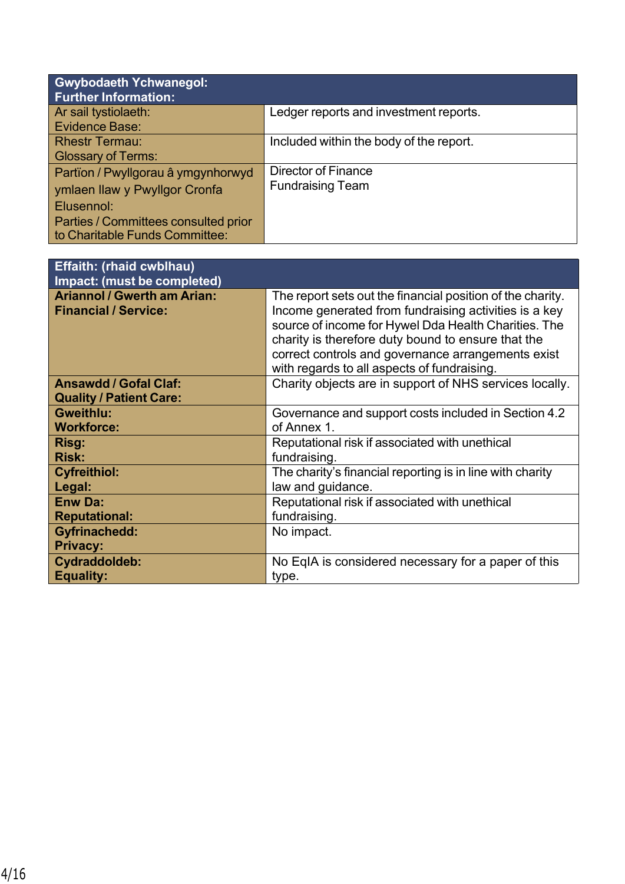| **Gwybodaeth Ychwanegol:<br>Further Information:** | |
|---|---|
| Ar sail tystiolaeth:<br>Evidence Base: | Ledger reports and investment reports. |
| Rhestr Termau:<br>Glossary of Terms: | Included within the body of the report. |
| Partïon / Pwyllgorau â ymgynhorwyd ymlaen llaw y Pwyllgor Cronfa Elusennol:<br>Parties / Committees consulted prior to Charitable Funds Committee: | Director of Finance<br>Fundraising Team |

| **Effaith: (rhaid cwblhau)<br>Impact: (must be completed)** | |
|---|---|
| **Ariannol / Gwerth am Arian:<br>Financial / Service:** | The report sets out the financial position of the charity. Income generated from fundraising activities is a key source of income for Hywel Dda Health Charities. The charity is therefore duty bound to ensure that the correct controls and governance arrangements exist with regards to all aspects of fundraising. |
| **Ansawdd / Gofal Claf:<br>Quality / Patient Care:** | Charity objects are in support of NHS services locally. |
| **Gweithlu:<br>Workforce:** | Governance and support costs included in Section 4.2 of Annex 1. |
| **Risg:<br>Risk:** | Reputational risk if associated with unethical fundraising. |
| **Cyfreithiol:<br>Legal:** | The charity's financial reporting is in line with charity law and guidance. |
| **Enw Da:<br>Reputational:** | Reputational risk if associated with unethical fundraising. |
| **Gyfrinachedd:<br>Privacy:** | No impact. |
| **Cydraddoldeb:<br>Equality:** | No EqIA is considered necessary for a paper of this type. |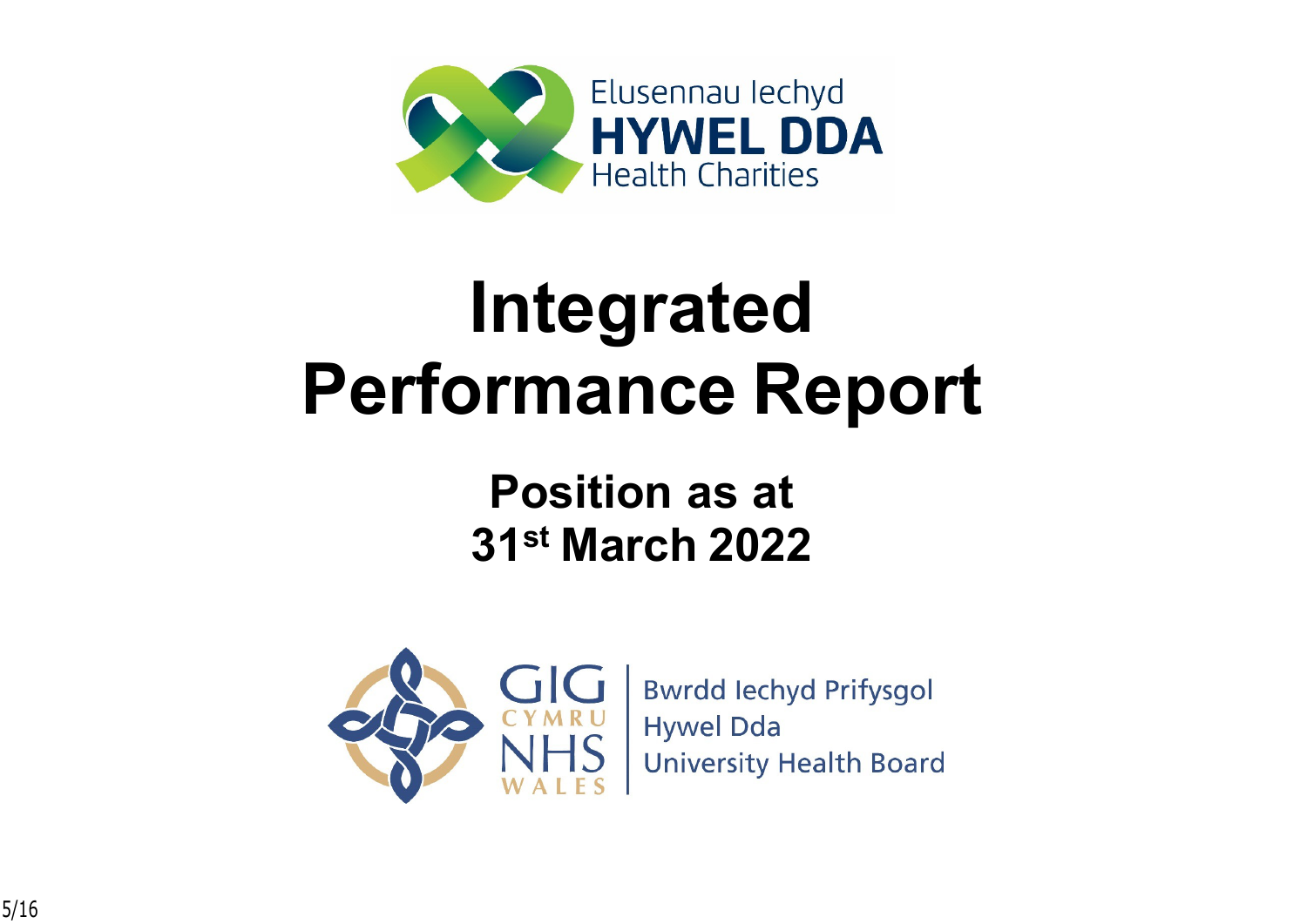Elusennau Iechyd
**HYWEL DDA**
Health Charities

# Integrated Performance Report

## Position as at 31st March 2022

GIG CYMRU NHS WALES

Bwrdd Iechyd Prifysgol Hywel Dda University Health Board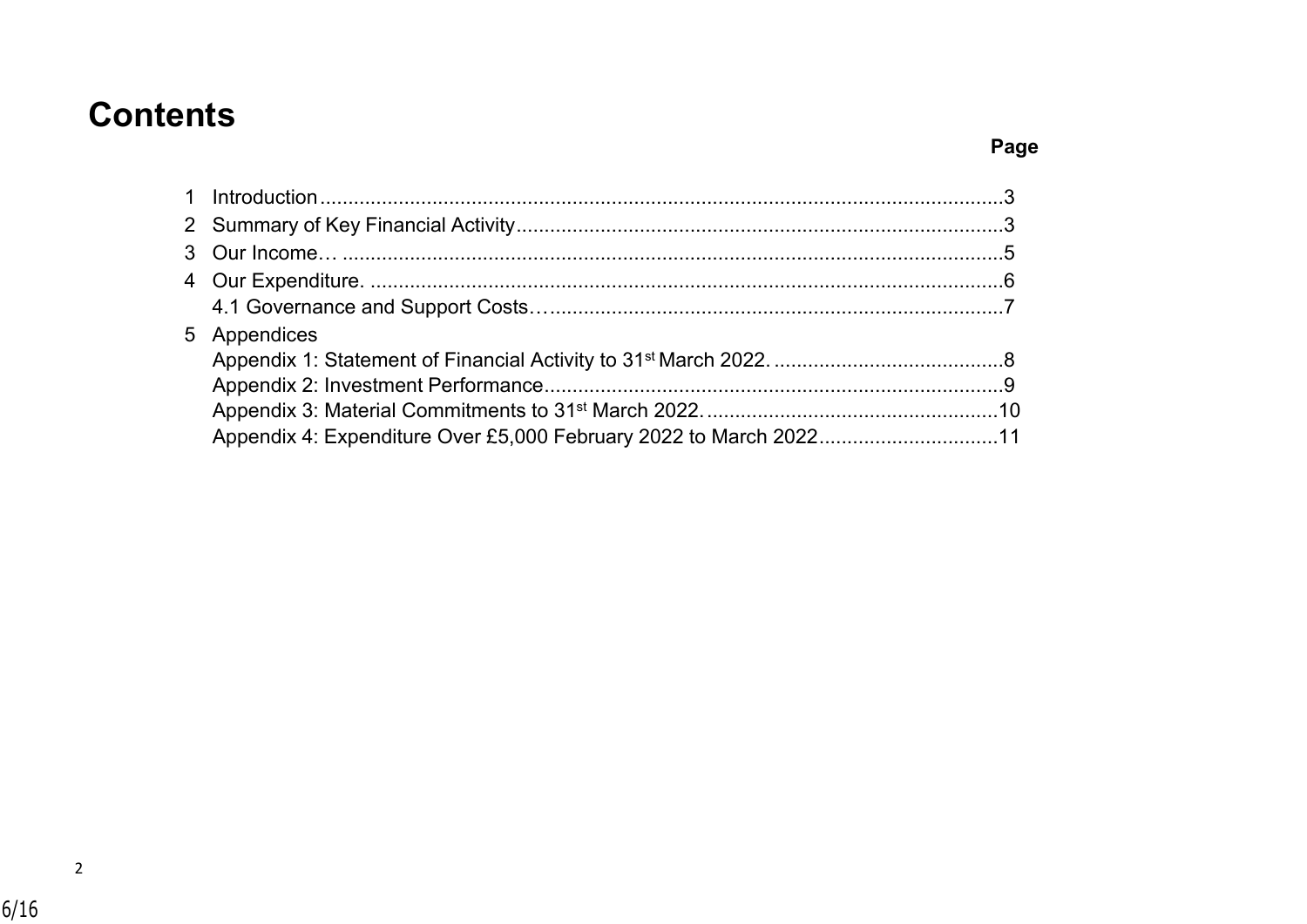# Contents

| | Page |
|---|---|
| 1 Introduction | 3 |
| 2 Summary of Key Financial Activity | 3 |
| 3 Our Income… | 5 |
| 4 Our Expenditure. | 6 |
| 4.1 Governance and Support Costs… | 7 |
| 5 Appendices | |
| Appendix 1: Statement of Financial Activity to 31st March 2022. | 8 |
| Appendix 2: Investment Performance | 9 |
| Appendix 3: Material Commitments to 31st March 2022. | 10 |
| Appendix 4: Expenditure Over £5,000 February 2022 to March 2022 | 11 |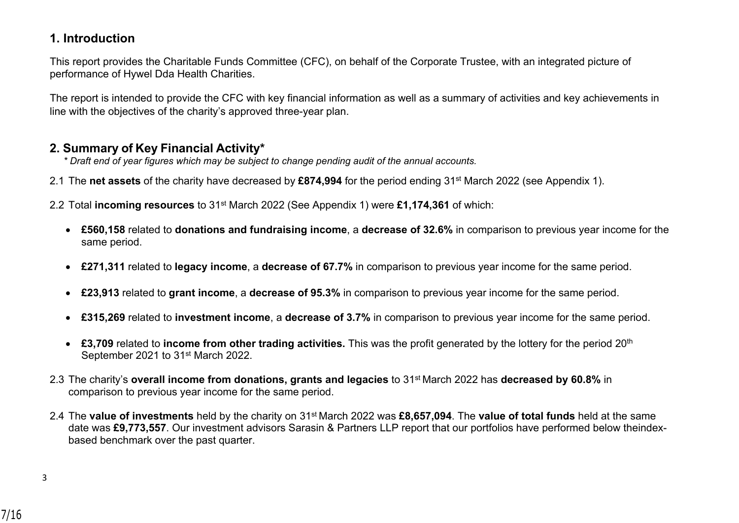## 1. Introduction

This report provides the Charitable Funds Committee (CFC), on behalf of the Corporate Trustee, with an integrated picture of performance of Hywel Dda Health Charities.

The report is intended to provide the CFC with key financial information as well as a summary of activities and key achievements in line with the objectives of the charity's approved three-year plan.

## 2. Summary of Key Financial Activity*

*\* Draft end of year figures which may be subject to change pending audit of the annual accounts.*

2.1 The **net assets** of the charity have decreased by **£874,994** for the period ending 31st March 2022 (see Appendix 1).

2.2 Total **incoming resources** to 31st March 2022 (See Appendix 1) were **£1,174,361** of which:

- **£560,158** related to **donations and fundraising income**, a **decrease of 32.6%** in comparison to previous year income for the same period.
- **£271,311** related to **legacy income**, a **decrease of 67.7%** in comparison to previous year income for the same period.
- **£23,913** related to **grant income**, a **decrease of 95.3%** in comparison to previous year income for the same period.
- **£315,269** related to **investment income**, a **decrease of 3.7%** in comparison to previous year income for the same period.
- **£3,709** related to **income from other trading activities.** This was the profit generated by the lottery for the period 20th September 2021 to 31st March 2022.

2.3 The charity's **overall income from donations, grants and legacies** to 31st March 2022 has **decreased by 60.8%** in comparison to previous year income for the same period.

2.4 The **value of investments** held by the charity on 31st March 2022 was **£8,657,094**. The **value of total funds** held at the same date was **£9,773,557**. Our investment advisors Sarasin & Partners LLP report that our portfolios have performed below theindex-based benchmark over the past quarter.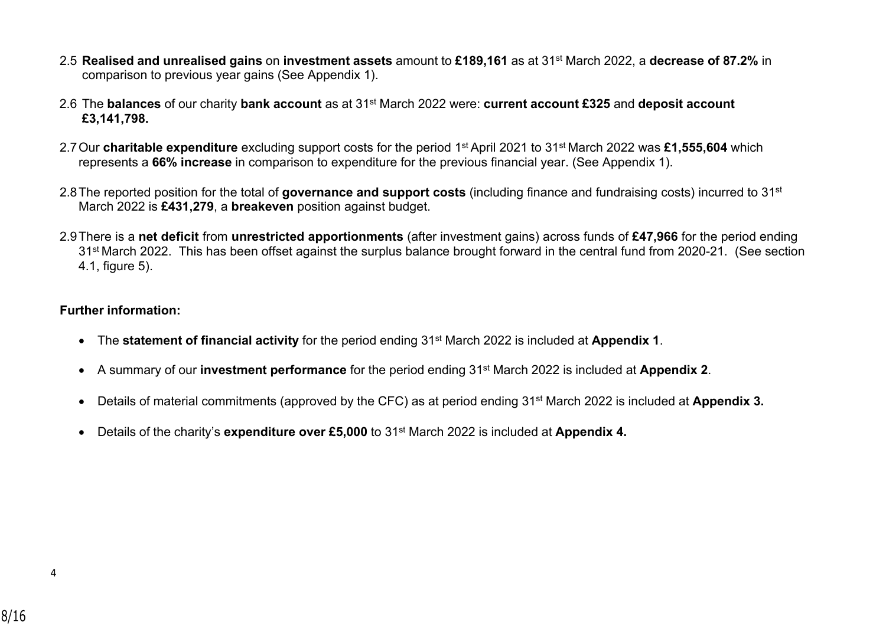2.5 **Realised and unrealised gains** on **investment assets** amount to **£189,161** as at 31st March 2022, a **decrease of 87.2%** in comparison to previous year gains (See Appendix 1).

2.6 The **balances** of our charity **bank account** as at 31st March 2022 were: **current account £325** and **deposit account £3,141,798.**

2.7 Our **charitable expenditure** excluding support costs for the period 1st April 2021 to 31st March 2022 was **£1,555,604** which represents a **66% increase** in comparison to expenditure for the previous financial year. (See Appendix 1).

2.8 The reported position for the total of **governance and support costs** (including finance and fundraising costs) incurred to 31st March 2022 is **£431,279**, a **breakeven** position against budget.

2.9 There is a **net deficit** from **unrestricted apportionments** (after investment gains) across funds of **£47,966** for the period ending 31st March 2022. This has been offset against the surplus balance brought forward in the central fund from 2020-21. (See section 4.1, figure 5).

**Further information:**

- The **statement of financial activity** for the period ending 31st March 2022 is included at **Appendix 1**.
- A summary of our **investment performance** for the period ending 31st March 2022 is included at **Appendix 2**.
- Details of material commitments (approved by the CFC) as at period ending 31st March 2022 is included at **Appendix 3.**
- Details of the charity's **expenditure over £5,000** to 31st March 2022 is included at **Appendix 4.**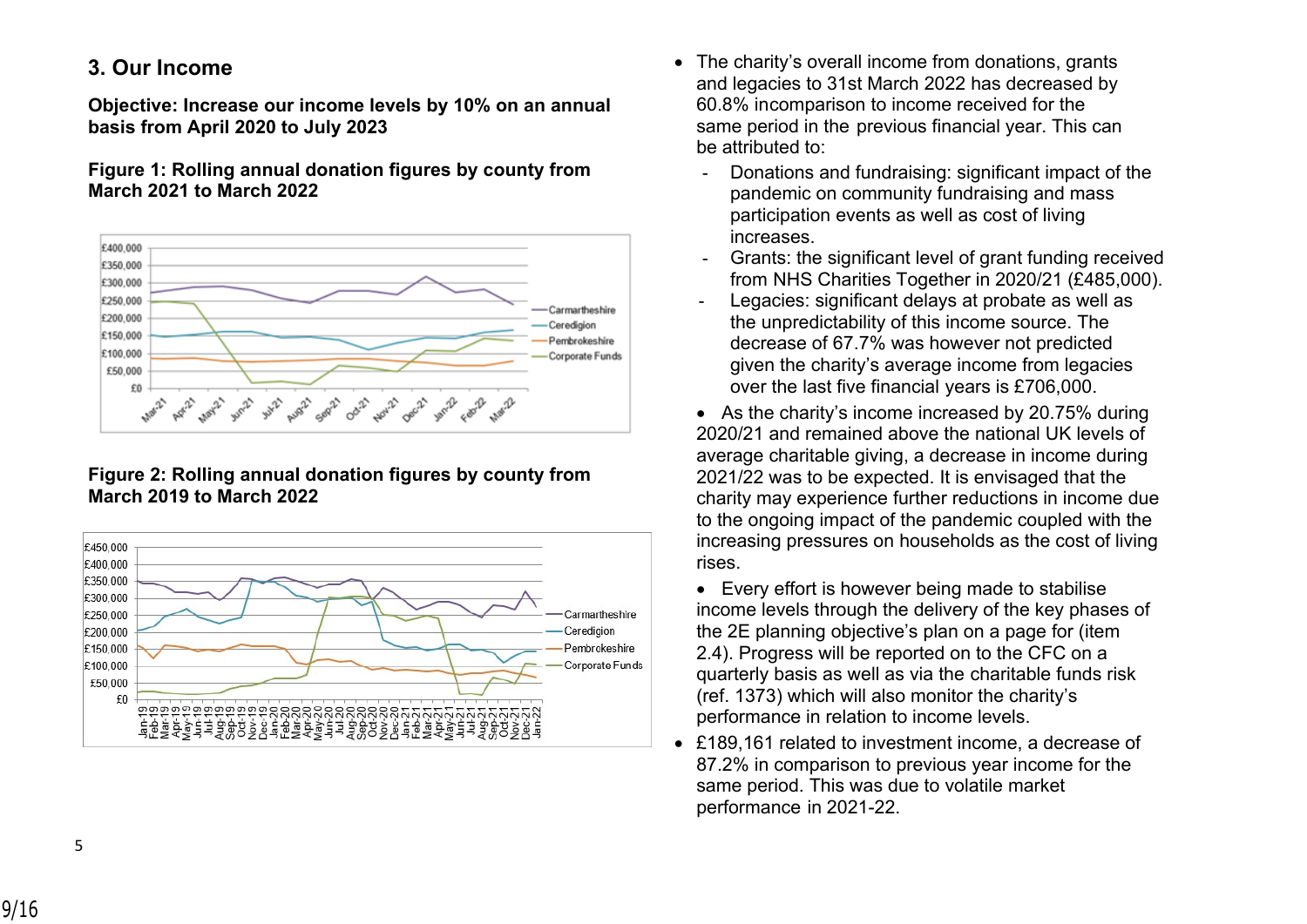## 3. Our Income

**Objective: Increase our income levels by 10% on an annual basis from April 2020 to July 2023**

**Figure 1: Rolling annual donation figures by county from March 2021 to March 2022**

**Figure 2: Rolling annual donation figures by county from March 2019 to March 2022**

- The charity's overall income from donations, grants and legacies to 31st March 2022 has decreased by 60.8% incomparison to income received for the same period in the previous financial year. This can be attributed to:
  - Donations and fundraising: significant impact of the pandemic on community fundraising and mass participation events as well as cost of living increases.
  - Grants: the significant level of grant funding received from NHS Charities Together in 2020/21 (£485,000).
  - Legacies: significant delays at probate as well as the unpredictability of this income source. The decrease of 67.7% was however not predicted given the charity's average income from legacies over the last five financial years is £706,000.
- As the charity's income increased by 20.75% during 2020/21 and remained above the national UK levels of average charitable giving, a decrease in income during 2021/22 was to be expected. It is envisaged that the charity may experience further reductions in income due to the ongoing impact of the pandemic coupled with the increasing pressures on households as the cost of living rises.
- Every effort is however being made to stabilise income levels through the delivery of the key phases of the 2E planning objective's plan on a page for (item 2.4). Progress will be reported on to the CFC on a quarterly basis as well as via the charitable funds risk (ref. 1373) which will also monitor the charity's performance in relation to income levels.
- £189,161 related to investment income, a decrease of 87.2% in comparison to previous year income for the same period. This was due to volatile market performance in 2021-22.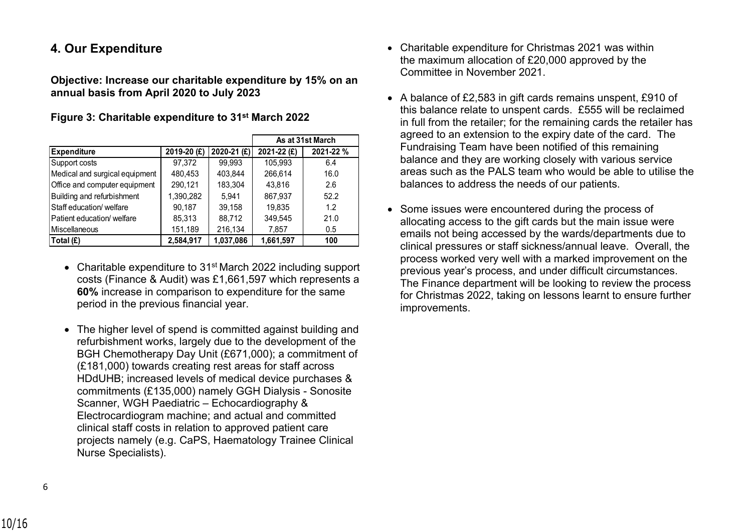## 4. Our Expenditure

**Objective: Increase our charitable expenditure by 15% on an annual basis from April 2020 to July 2023**

**Figure 3: Charitable expenditure to 31st March 2022**

| | | | As at 31st March | |
|---|---|---|---|---|
| **Expenditure** | **2019-20 (£)** | **2020-21 (£)** | **2021-22 (£)** | **2021-22 %** |
| Support costs | 97,372 | 99,993 | 105,993 | 6.4 |
| Medical and surgical equipment | 480,453 | 403,844 | 266,614 | 16.0 |
| Office and computer equipment | 290,121 | 183,304 | 43,816 | 2.6 |
| Building and refurbishment | 1,390,282 | 5,941 | 867,937 | 52.2 |
| Staff education/ welfare | 90,187 | 39,158 | 19,835 | 1.2 |
| Patient education/ welfare | 85,313 | 88,712 | 349,545 | 21.0 |
| Miscellaneous | 151,189 | 216,134 | 7,857 | 0.5 |
| **Total (£)** | **2,584,917** | **1,037,086** | **1,661,597** | **100** |

- Charitable expenditure to 31st March 2022 including support costs (Finance & Audit) was £1,661,597 which represents a **60%** increase in comparison to expenditure for the same period in the previous financial year.

- The higher level of spend is committed against building and refurbishment works, largely due to the development of the BGH Chemotherapy Day Unit (£671,000); a commitment of (£181,000) towards creating rest areas for staff across HDdUHB; increased levels of medical device purchases & commitments (£135,000) namely GGH Dialysis - Sonosite Scanner, WGH Paediatric – Echocardiography & Electrocardiogram machine; and actual and committed clinical staff costs in relation to approved patient care projects namely (e.g. CaPS, Haematology Trainee Clinical Nurse Specialists).

- Charitable expenditure for Christmas 2021 was within the maximum allocation of £20,000 approved by the Committee in November 2021.

- A balance of £2,583 in gift cards remains unspent, £910 of this balance relate to unspent cards. £555 will be reclaimed in full from the retailer; for the remaining cards the retailer has agreed to an extension to the expiry date of the card. The Fundraising Team have been notified of this remaining balance and they are working closely with various service areas such as the PALS team who would be able to utilise the balances to address the needs of our patients.

- Some issues were encountered during the process of allocating access to the gift cards but the main issue were emails not being accessed by the wards/departments due to clinical pressures or staff sickness/annual leave. Overall, the process worked very well with a marked improvement on the previous year's process, and under difficult circumstances. The Finance department will be looking to review the process for Christmas 2022, taking on lessons learnt to ensure further improvements.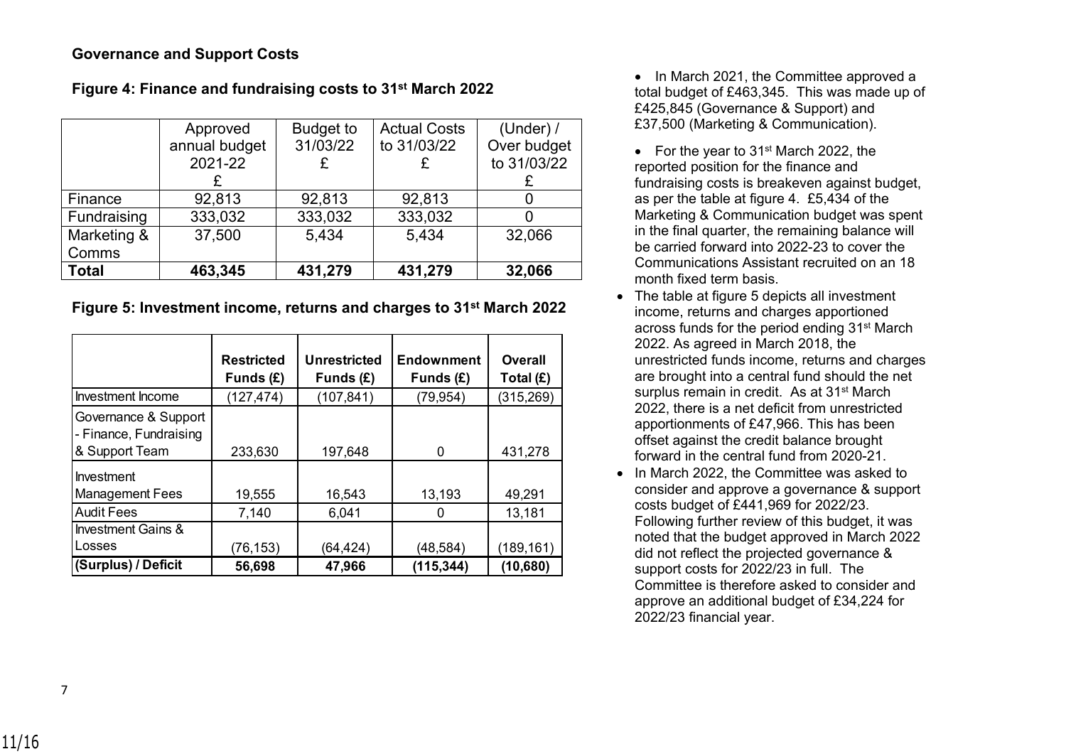**Governance and Support Costs**

**Figure 4: Finance and fundraising costs to 31st March 2022**

| | Approved annual budget 2021-22 £ | Budget to 31/03/22 £ | Actual Costs to 31/03/22 £ | (Under) / Over budget to 31/03/22 £ |
|---|---|---|---|---|
| Finance | 92,813 | 92,813 | 92,813 | 0 |
| Fundraising | 333,032 | 333,032 | 333,032 | 0 |
| Marketing & Comms | 37,500 | 5,434 | 5,434 | 32,066 |
| **Total** | **463,345** | **431,279** | **431,279** | **32,066** |

**Figure 5: Investment income, returns and charges to 31st March 2022**

| | **Restricted Funds (£)** | **Unrestricted Funds (£)** | **Endownment Funds (£)** | **Overall Total (£)** |
|---|---|---|---|---|
| Investment Income | (127,474) | (107,841) | (79,954) | (315,269) |
| Governance & Support - Finance, Fundraising & Support Team | 233,630 | 197,648 | 0 | 431,278 |
| Investment Management Fees | 19,555 | 16,543 | 13,193 | 49,291 |
| Audit Fees | 7,140 | 6,041 | 0 | 13,181 |
| Investment Gains & Losses | (76,153) | (64,424) | (48,584) | (189,161) |
| **(Surplus) / Deficit** | **56,698** | **47,966** | **(115,344)** | **(10,680)** |

- In March 2021, the Committee approved a total budget of £463,345. This was made up of £425,845 (Governance & Support) and £37,500 (Marketing & Communication).
- For the year to 31st March 2022, the reported position for the finance and fundraising costs is breakeven against budget, as per the table at figure 4. £5,434 of the Marketing & Communication budget was spent in the final quarter, the remaining balance will be carried forward into 2022-23 to cover the Communications Assistant recruited on an 18 month fixed term basis.
- The table at figure 5 depicts all investment income, returns and charges apportioned across funds for the period ending 31st March 2022. As agreed in March 2018, the unrestricted funds income, returns and charges are brought into a central fund should the net surplus remain in credit. As at 31st March 2022, there is a net deficit from unrestricted apportionments of £47,966. This has been offset against the credit balance brought forward in the central fund from 2020-21.
- In March 2022, the Committee was asked to consider and approve a governance & support costs budget of £441,969 for 2022/23. Following further review of this budget, it was noted that the budget approved in March 2022 did not reflect the projected governance & support costs for 2022/23 in full. The Committee is therefore asked to consider and approve an additional budget of £34,224 for 2022/23 financial year.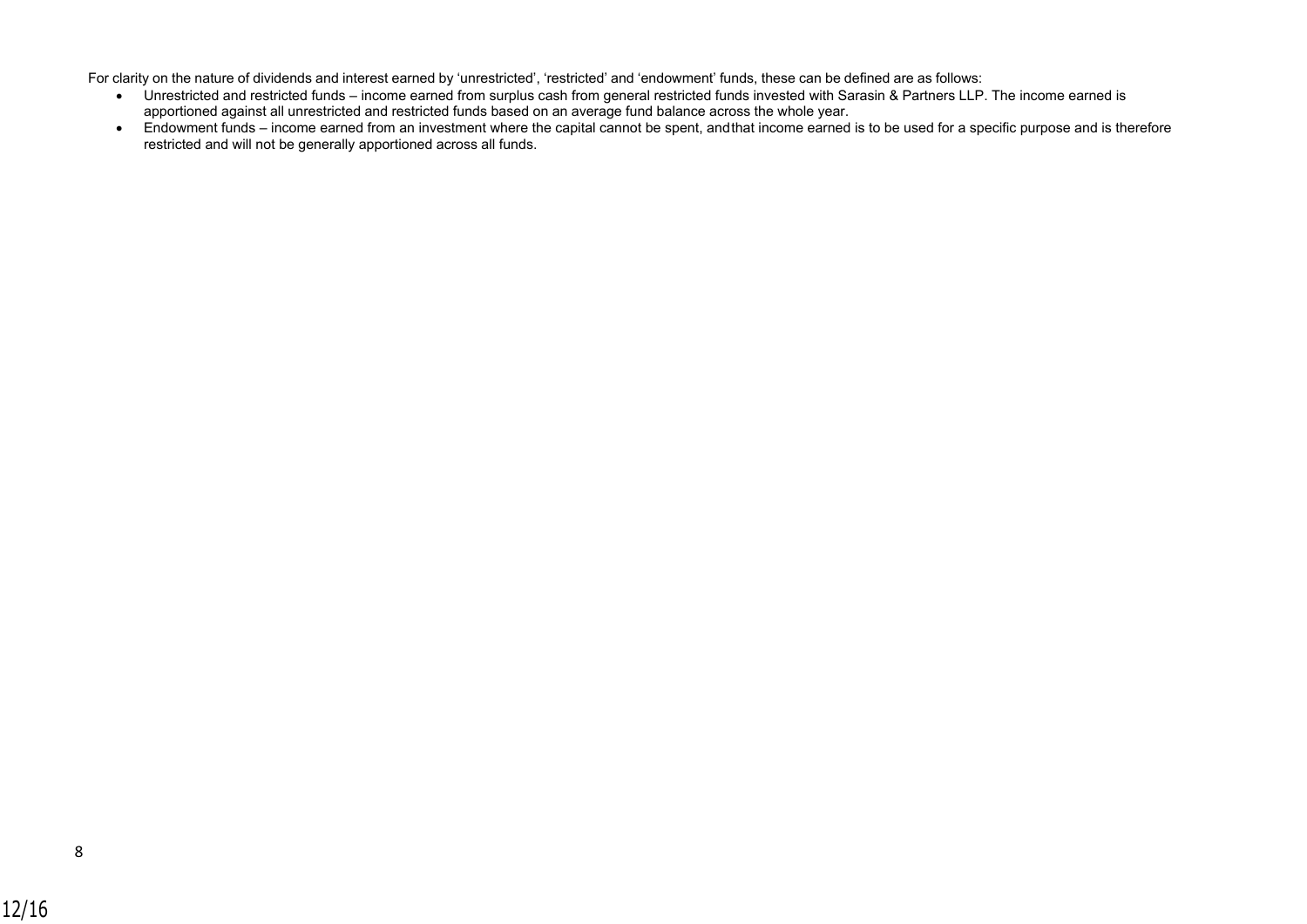For clarity on the nature of dividends and interest earned by 'unrestricted', 'restricted' and 'endowment' funds, these can be defined are as follows:

- Unrestricted and restricted funds – income earned from surplus cash from general restricted funds invested with Sarasin & Partners LLP. The income earned is apportioned against all unrestricted and restricted funds based on an average fund balance across the whole year.
- Endowment funds – income earned from an investment where the capital cannot be spent, andthat income earned is to be used for a specific purpose and is therefore restricted and will not be generally apportioned across all funds.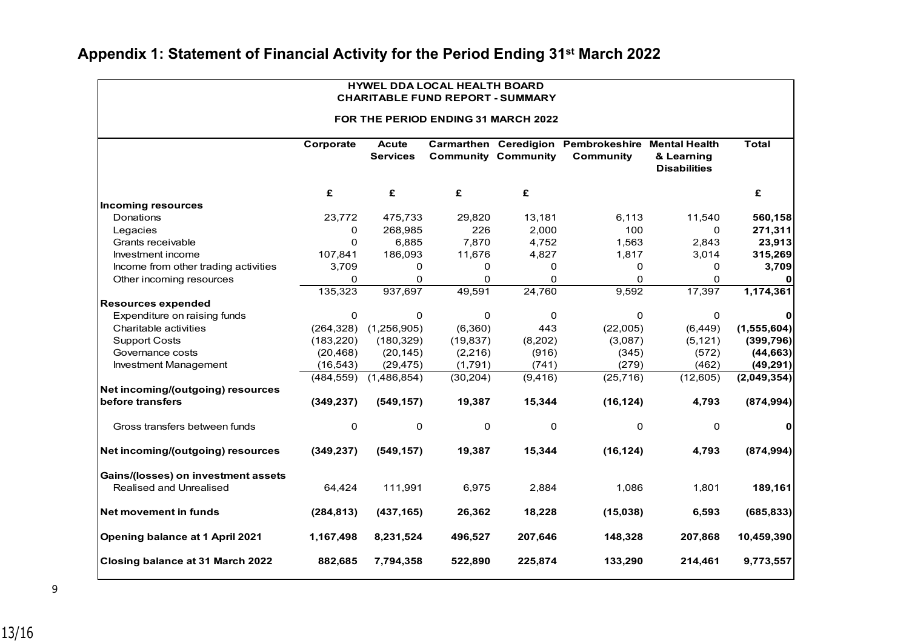## Appendix 1: Statement of Financial Activity for the Period Ending 31st March 2022

**HYWEL DDA LOCAL HEALTH BOARD**
**CHARITABLE FUND REPORT - SUMMARY**

**FOR THE PERIOD ENDING 31 MARCH 2022**

| | Corporate | Acute Services | Carmarthen Community | Ceredigion Community | Pembrokeshire Community | Mental Health & Learning Disabilities | Total |
|---|---|---|---|---|---|---|---|
| | £ | £ | £ | £ | | | £ |
| **Incoming resources** | | | | | | | |
| Donations | 23,772 | 475,733 | 29,820 | 13,181 | 6,113 | 11,540 | **560,158** |
| Legacies | 0 | 268,985 | 226 | 2,000 | 100 | 0 | **271,311** |
| Grants receivable | 0 | 6,885 | 7,870 | 4,752 | 1,563 | 2,843 | **23,913** |
| Investment income | 107,841 | 186,093 | 11,676 | 4,827 | 1,817 | 3,014 | **315,269** |
| Income from other trading activities | 3,709 | 0 | 0 | 0 | 0 | 0 | **3,709** |
| Other incoming resources | 0 | 0 | 0 | 0 | 0 | 0 | **0** |
| | 135,323 | 937,697 | 49,591 | 24,760 | 9,592 | 17,397 | **1,174,361** |
| **Resources expended** | | | | | | | |
| Expenditure on raising funds | 0 | 0 | 0 | 0 | 0 | 0 | **0** |
| Charitable activities | (264,328) | (1,256,905) | (6,360) | 443 | (22,005) | (6,449) | **(1,555,604)** |
| Support Costs | (183,220) | (180,329) | (19,837) | (8,202) | (3,087) | (5,121) | **(399,796)** |
| Governance costs | (20,468) | (20,145) | (2,216) | (916) | (345) | (572) | **(44,663)** |
| Investment Management | (16,543) | (29,475) | (1,791) | (741) | (279) | (462) | **(49,291)** |
| | (484,559) | (1,486,854) | (30,204) | (9,416) | (25,716) | (12,605) | **(2,049,354)** |
| **Net incoming/(outgoing) resources before transfers** | **(349,237)** | **(549,157)** | **19,387** | **15,344** | **(16,124)** | **4,793** | **(874,994)** |
| Gross transfers between funds | 0 | 0 | 0 | 0 | 0 | 0 | **0** |
| **Net incoming/(outgoing) resources** | **(349,237)** | **(549,157)** | **19,387** | **15,344** | **(16,124)** | **4,793** | **(874,994)** |
| **Gains/(losses) on investment assets** | | | | | | | |
| Realised and Unrealised | 64,424 | 111,991 | 6,975 | 2,884 | 1,086 | 1,801 | **189,161** |
| **Net movement in funds** | **(284,813)** | **(437,165)** | **26,362** | **18,228** | **(15,038)** | **6,593** | **(685,833)** |
| **Opening balance at 1 April 2021** | **1,167,498** | **8,231,524** | **496,527** | **207,646** | **148,328** | **207,868** | **10,459,390** |
| **Closing balance at 31 March 2022** | **882,685** | **7,794,358** | **522,890** | **225,874** | **133,290** | **214,461** | **9,773,557** |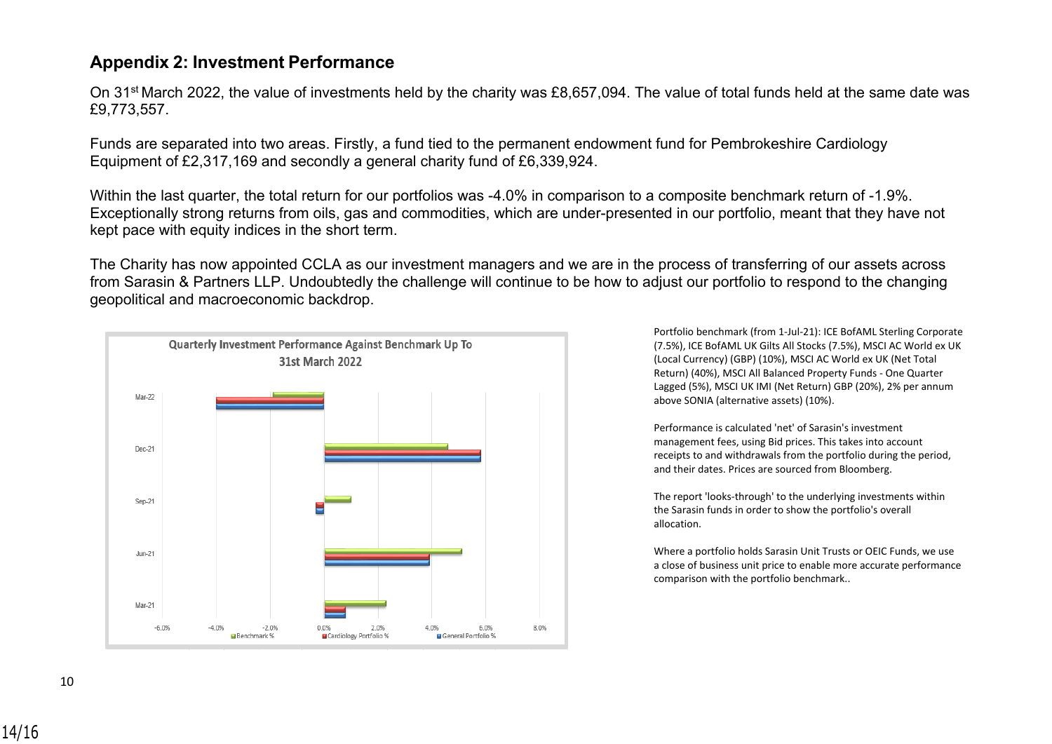## Appendix 2: Investment Performance

On 31st March 2022, the value of investments held by the charity was £8,657,094. The value of total funds held at the same date was £9,773,557.

Funds are separated into two areas. Firstly, a fund tied to the permanent endowment fund for Pembrokeshire Cardiology Equipment of £2,317,169 and secondly a general charity fund of £6,339,924.

Within the last quarter, the total return for our portfolios was -4.0% in comparison to a composite benchmark return of -1.9%. Exceptionally strong returns from oils, gas and commodities, which are under-presented in our portfolio, meant that they have not kept pace with equity indices in the short term.

The Charity has now appointed CCLA as our investment managers and we are in the process of transferring of our assets across from Sarasin & Partners LLP. Undoubtedly the challenge will continue to be how to adjust our portfolio to respond to the changing geopolitical and macroeconomic backdrop.

**Quarterly Investment Performance Against Benchmark Up To 31st March 2022**

Portfolio benchmark (from 1-Jul-21): ICE BofAML Sterling Corporate (7.5%), ICE BofAML UK Gilts All Stocks (7.5%), MSCI AC World ex UK (Local Currency) (GBP) (10%), MSCI AC World ex UK (Net Total Return) (40%), MSCI All Balanced Property Funds - One Quarter Lagged (5%), MSCI UK IMI (Net Return) GBP (20%), 2% per annum above SONIA (alternative assets) (10%).

Performance is calculated 'net' of Sarasin's investment management fees, using Bid prices. This takes into account receipts to and withdrawals from the portfolio during the period, and their dates. Prices are sourced from Bloomberg.

The report 'looks-through' to the underlying investments within the Sarasin funds in order to show the portfolio's overall allocation.

Where a portfolio holds Sarasin Unit Trusts or OEIC Funds, we use a close of business unit price to enable more accurate performance comparison with the portfolio benchmark..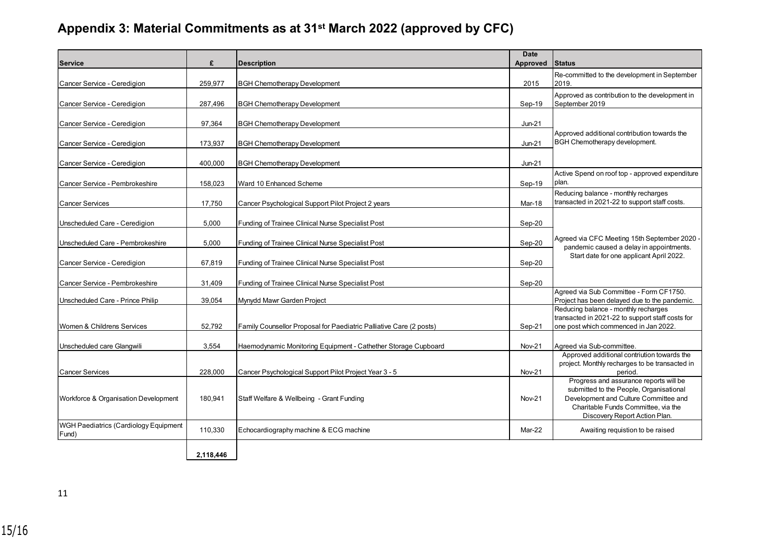# Appendix 3: Material Commitments as at 31st March 2022 (approved by CFC)

| Service | £ | Description | Date Approved | Status |
|---|---|---|---|---|
| Cancer Service - Ceredigion | 259,977 | BGH Chemotherapy Development | 2015 | Re-committed to the development in September 2019. |
| Cancer Service - Ceredigion | 287,496 | BGH Chemotherapy Development | Sep-19 | Approved as contribution to the development in September 2019 |
| Cancer Service - Ceredigion | 97,364 | BGH Chemotherapy Development | Jun-21 | Approved additional contribution towards the BGH Chemotherapy development. |
| Cancer Service - Ceredigion | 173,937 | BGH Chemotherapy Development | Jun-21 | |
| Cancer Service - Ceredigion | 400,000 | BGH Chemotherapy Development | Jun-21 | |
| Cancer Service - Pembrokeshire | 158,023 | Ward 10 Enhanced Scheme | Sep-19 | Active Spend on roof top - approved expenditure plan. |
| Cancer Services | 17,750 | Cancer Psychological Support Pilot Project 2 years | Mar-18 | Reducing balance - monthly recharges transacted in 2021-22 to support staff costs. |
| Unscheduled Care - Ceredigion | 5,000 | Funding of Trainee Clinical Nurse Specialist Post | Sep-20 | Agreed via CFC Meeting 15th September 2020 - pandemic caused a delay in appointments. Start date for one applicant April 2022. |
| Unscheduled Care - Pembrokeshire | 5,000 | Funding of Trainee Clinical Nurse Specialist Post | Sep-20 | |
| Cancer Service - Ceredigion | 67,819 | Funding of Trainee Clinical Nurse Specialist Post | Sep-20 | |
| Cancer Service - Pembrokeshire | 31,409 | Funding of Trainee Clinical Nurse Specialist Post | Sep-20 | |
| Unscheduled Care - Prince Philip | 39,054 | Mynydd Mawr Garden Project | | Agreed via Sub Committee - Form CF1750. Project has been delayed due to the pandemic. |
| Women & Childrens Services | 52,792 | Family Counsellor Proposal for Paediatric Palliative Care (2 posts) | Sep-21 | Reducing balance - monthly recharges transacted in 2021-22 to support staff costs for one post which commenced in Jan 2022. |
| Unscheduled care Glangwili | 3,554 | Haemodynamic Monitoring Equipment - Cathether Storage Cupboard | Nov-21 | Agreed via Sub-committee. |
| Cancer Services | 228,000 | Cancer Psychological Support Pilot Project Year 3 - 5 | Nov-21 | Approved additional contriution towards the project. Monthly recharges to be transacted in period. |
| Workforce & Organisation Development | 180,941 | Staff Welfare & Wellbeing - Grant Funding | Nov-21 | Progress and assurance reports will be submitted to the People, Organisational Development and Culture Committee and Charitable Funds Committee, via the Discovery Report Action Plan. |
| WGH Paediatrics (Cardiology Equipment Fund) | 110,330 | Echocardiography machine & ECG machine | Mar-22 | Awaiting requistion to be raised |
| | **2,118,446** | | | |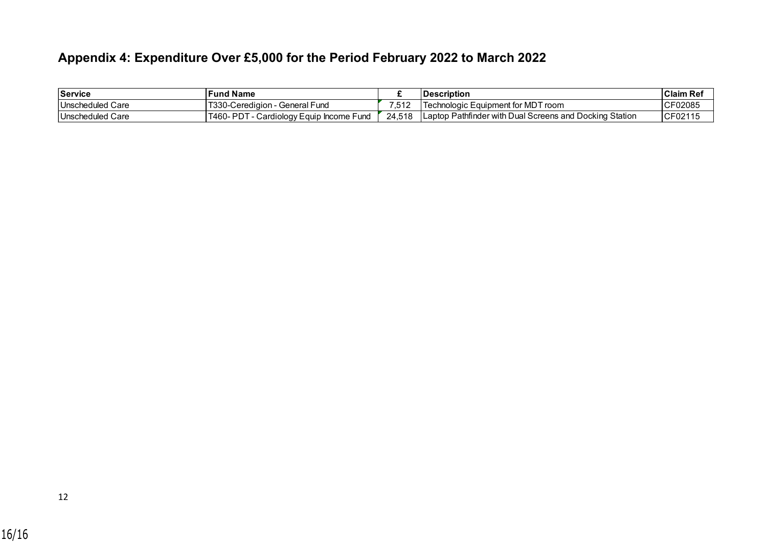## Appendix 4: Expenditure Over £5,000 for the Period February 2022 to March 2022

| Service | Fund Name | £ | Description | Claim Ref |
|---|---|---|---|---|
| Unscheduled Care | T330-Ceredigion - General Fund | 7,512 | Technologic Equipment for MDT room | CF02085 |
| Unscheduled Care | T460- PDT - Cardiology Equip Income Fund | 24,518 | Laptop Pathfinder with Dual Screens and Docking Station | CF02115 |